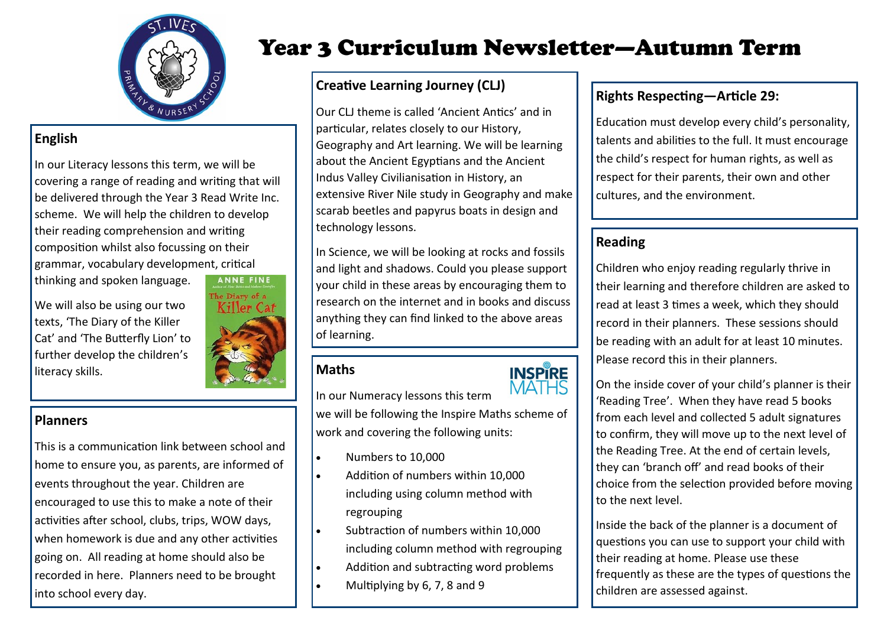# Year 3 Curriculum Newsletter—Autumn Term

## English

In our Literacy lessons this term, we will be covering a range of reading and writing that will be delivered through the Year 3 Read Write Inc. scheme. We will help the children to develop their reading comprehension and writing composition whilst also focussing on their grammar, vocabulary development, critical thinking and spoken language.

We will also be using our two texts, 'The Diary of the Killer Cat' and 'The Butterfly Lion' to further develop the children's literacy skills.

## Planners

This is a communication link between school and home to ensure you, as parents, are informed of events throughout the year. Children are encouraged to use this to make a note of their activities after school, clubs, trips, WOW days, when homework is due and any other activities going on. All reading at home should also be recorded in here. Planners need to be brought into school every day.

## Creative Learning Journey (CLJ)

Our CLJ theme is called 'Ancient Antics' and in particular, relates closely to our History, Geography and Art learning. We will be learning about the Ancient Egyptians and the Ancient Indus Valley Civilianisation in History, an extensive River Nile study in Geography and make scarab beetles and papyrus boats in design and technology lessons.

In Science, we will be looking at rocks and fossils and light and shadows. Could you please support your child in these areas by encouraging them to research on the internet and in books and discuss anything they can find linked to the above areas of learning.

## Maths

In our Numeracy lessons this term we will be following the Inspire Maths scheme of work and covering the following units:

- Numbers to 10,000
- Addition of numbers within 10,000 including using column method with regrouping
- Subtraction of numbers within 10,000 including column method with regrouping
- Addition and subtracting word problems
- Multiplying by 6, 7, 8 and 9

## Rights Respecting—Article 29:

Education must develop every child's personality, talents and abilities to the full. It must encourage the child's respect for human rights, as well as respect for their parents, their own and other cultures, and the environment.

## Reading

Children who enjoy reading regularly thrive in their learning and therefore children are asked to read at least 3 times a week, which they should record in their planners. These sessions should be reading with an adult for at least 10 minutes. Please record this in their planners.

On the inside cover of your child's planner is their 'Reading Tree'. When they have read 5 books from each level and collected 5 adult signatures to confirm, they will move up to the next level of the Reading Tree. At the end of certain levels, they can 'branch off' and read books of their choice from the selection provided before moving to the next level.

Inside the back of the planner is a document of questions you can use to support your child with their reading at home. Please use these frequently as these are the types of questions the children are assessed against.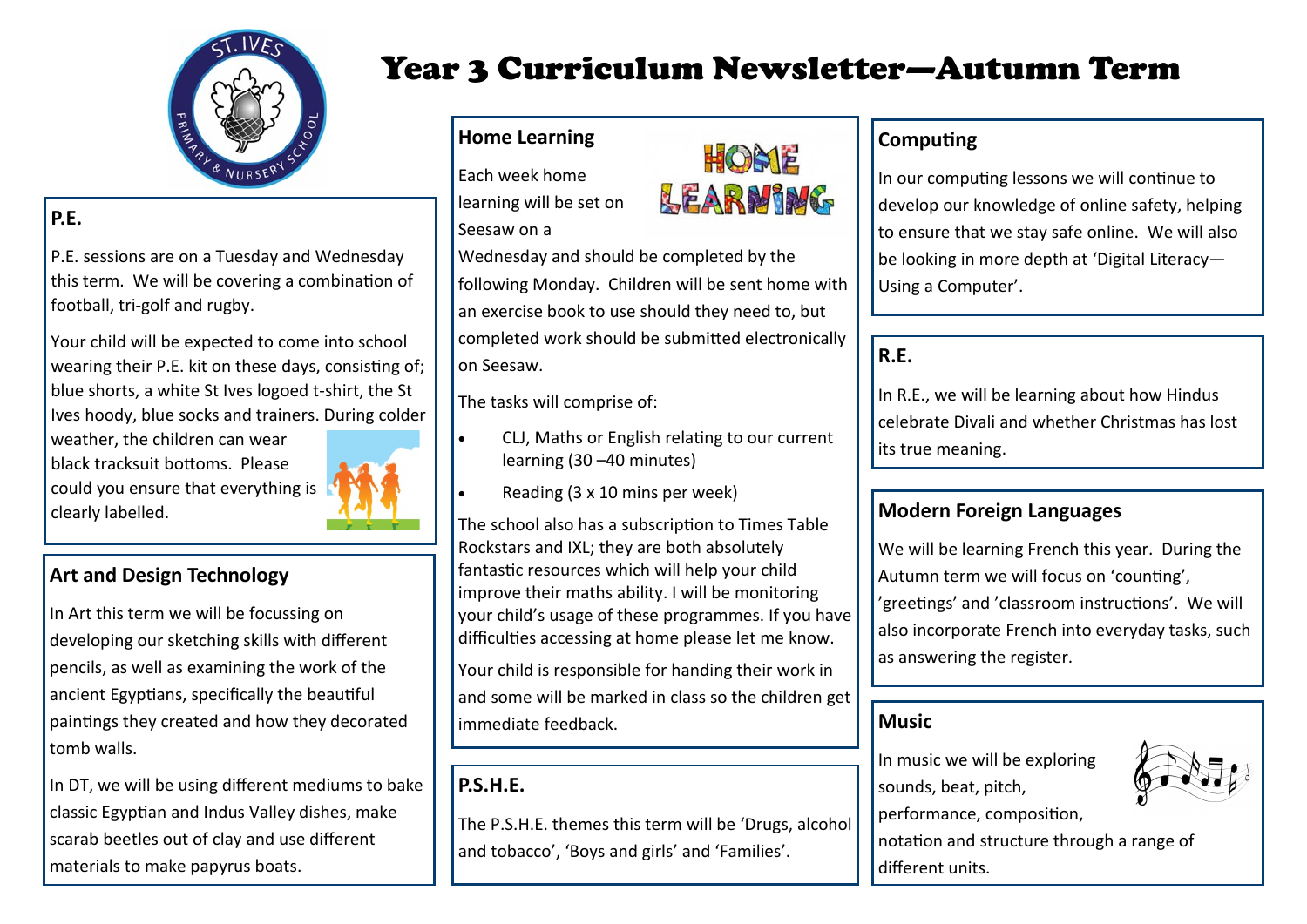# Year 3 Curriculum Newsletter—Autumn Term

## P.E.

P.E. sessions are on a Tuesday and Wednesday this term. We will be covering a combination of football, tri-golf and rugby.

Your child will be expected to come into school wearing their P.E. kit on these days, consisting of; blue shorts, a white St Ives logoed t-shirt, the St Ives hoody, blue socks and trainers. During colder weather, the children can wear black tracksuit bottoms. Please could you ensure that everything is clearly labelled.

## Art and Design Technology

In Art this term we will be focussing on developing our sketching skills with different pencils, as well as examining the work of the ancient Egyptians, specifically the beautiful paintings they created and how they decorated tomb walls.

In DT, we will be using different mediums to bake classic Egyptian and Indus Valley dishes, make scarab beetles out of clay and use different materials to make papyrus boats.

## Home Learning

Each week home learning will be set on Seesaw on a Wednesday and should be completed by the following Monday. Children will be sent home with an exercise book to use should they need to, but completed work should be submitted electronically on Seesaw.

The tasks will comprise of:

- CLJ, Maths or English relating to our current learning (30 –40 minutes)
- Reading (3 x 10 mins per week)

The school also has a subscription to Times Table Rockstars and IXL; they are both absolutely fantastic resources which will help your child improve their maths ability. I will be monitoring your child's usage of these programmes. If you have difficulties accessing at home please let me know.

Your child is responsible for handing their work in and some will be marked in class so the children get immediate feedback.

## P.S.H.E.

The P.S.H.E. themes this term will be 'Drugs, alcohol and tobacco', 'Boys and girls' and 'Families'.

## Computing

In our computing lessons we will continue to develop our knowledge of online safety, helping to ensure that we stay safe online. We will also be looking in more depth at 'Digital Literacy—Using a Computer'.

## R.E.

In R.E., we will be learning about how Hindus celebrate Divali and whether Christmas has lost its true meaning.

## Modern Foreign Languages

We will be learning French this year. During the Autumn term we will focus on 'counting', 'greetings' and 'classroom instructions'. We will also incorporate French into everyday tasks, such as answering the register.

## Music

In music we will be exploring sounds, beat, pitch, performance, composition, notation and structure through a range of different units.